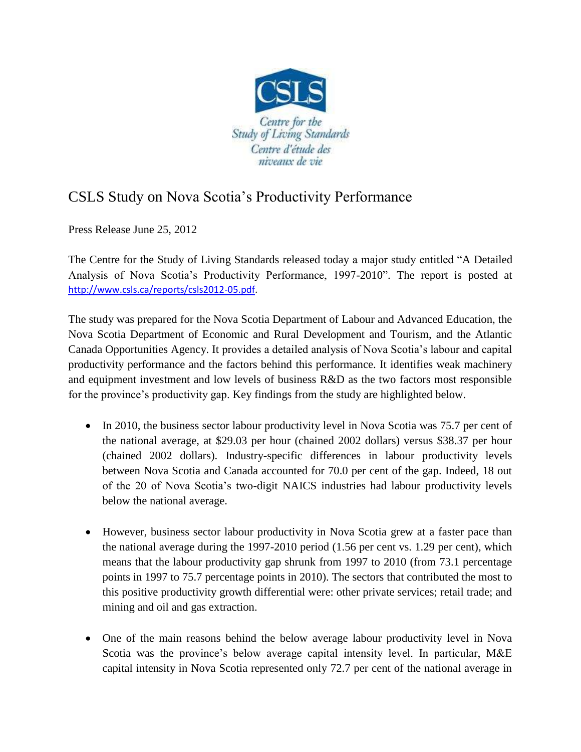CSLS

Centre for the Study of Living Standards

Centre d'étude des niveaux de vie

# CSLS Study on Nova Scotia's Productivity Performance

Press Release June 25, 2012

The Centre for the Study of Living Standards released today a major study entitled "A Detailed Analysis of Nova Scotia's Productivity Performance, 1997-2010". The report is posted at http://www.csls.ca/reports/csls2012-05.pdf.

The study was prepared for the Nova Scotia Department of Labour and Advanced Education, the Nova Scotia Department of Economic and Rural Development and Tourism, and the Atlantic Canada Opportunities Agency. It provides a detailed analysis of Nova Scotia's labour and capital productivity performance and the factors behind this performance. It identifies weak machinery and equipment investment and low levels of business R&D as the two factors most responsible for the province's productivity gap. Key findings from the study are highlighted below.

- In 2010, the business sector labour productivity level in Nova Scotia was 75.7 per cent of the national average, at $29.03 per hour (chained 2002 dollars) versus $38.37 per hour (chained 2002 dollars). Industry-specific differences in labour productivity levels between Nova Scotia and Canada accounted for 70.0 per cent of the gap. Indeed, 18 out of the 20 of Nova Scotia's two-digit NAICS industries had labour productivity levels below the national average.
- However, business sector labour productivity in Nova Scotia grew at a faster pace than the national average during the 1997-2010 period (1.56 per cent vs. 1.29 per cent), which means that the labour productivity gap shrunk from 1997 to 2010 (from 73.1 percentage points in 1997 to 75.7 percentage points in 2010). The sectors that contributed the most to this positive productivity growth differential were: other private services; retail trade; and mining and oil and gas extraction.
- One of the main reasons behind the below average labour productivity level in Nova Scotia was the province's below average capital intensity level. In particular, M&E capital intensity in Nova Scotia represented only 72.7 per cent of the national average in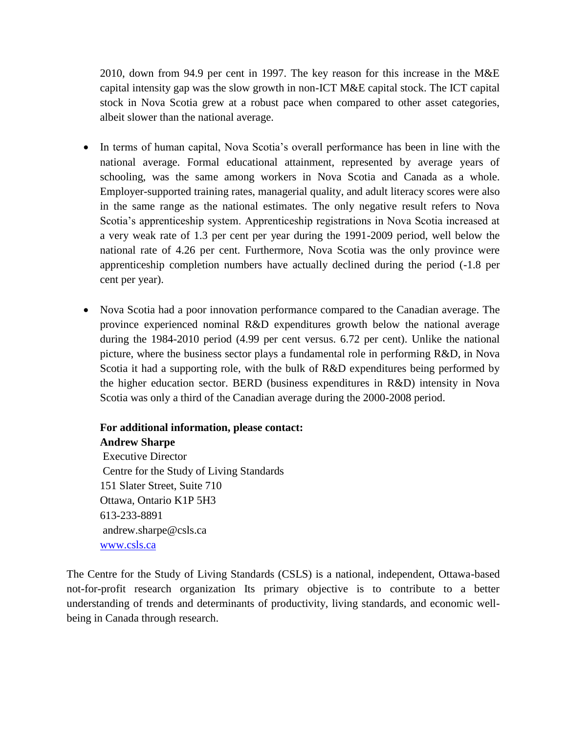2010, down from 94.9 per cent in 1997. The key reason for this increase in the M&E capital intensity gap was the slow growth in non-ICT M&E capital stock. The ICT capital stock in Nova Scotia grew at a robust pace when compared to other asset categories, albeit slower than the national average.

- In terms of human capital, Nova Scotia's overall performance has been in line with the national average. Formal educational attainment, represented by average years of schooling, was the same among workers in Nova Scotia and Canada as a whole. Employer-supported training rates, managerial quality, and adult literacy scores were also in the same range as the national estimates. The only negative result refers to Nova Scotia's apprenticeship system. Apprenticeship registrations in Nova Scotia increased at a very weak rate of 1.3 per cent per year during the 1991-2009 period, well below the national rate of 4.26 per cent. Furthermore, Nova Scotia was the only province were apprenticeship completion numbers have actually declined during the period (-1.8 per cent per year).

- Nova Scotia had a poor innovation performance compared to the Canadian average. The province experienced nominal R&D expenditures growth below the national average during the 1984-2010 period (4.99 per cent versus. 6.72 per cent). Unlike the national picture, where the business sector plays a fundamental role in performing R&D, in Nova Scotia it had a supporting role, with the bulk of R&D expenditures being performed by the higher education sector. BERD (business expenditures in R&D) intensity in Nova Scotia was only a third of the Canadian average during the 2000-2008 period.

**For additional information, please contact:**
**Andrew Sharpe**
Executive Director
Centre for the Study of Living Standards
151 Slater Street, Suite 710
Ottawa, Ontario K1P 5H3
613-233-8891
andrew.sharpe@csls.ca
[www.csls.ca](http://www.csls.ca)

The Centre for the Study of Living Standards (CSLS) is a national, independent, Ottawa-based not-for-profit research organization Its primary objective is to contribute to a better understanding of trends and determinants of productivity, living standards, and economic well-being in Canada through research.